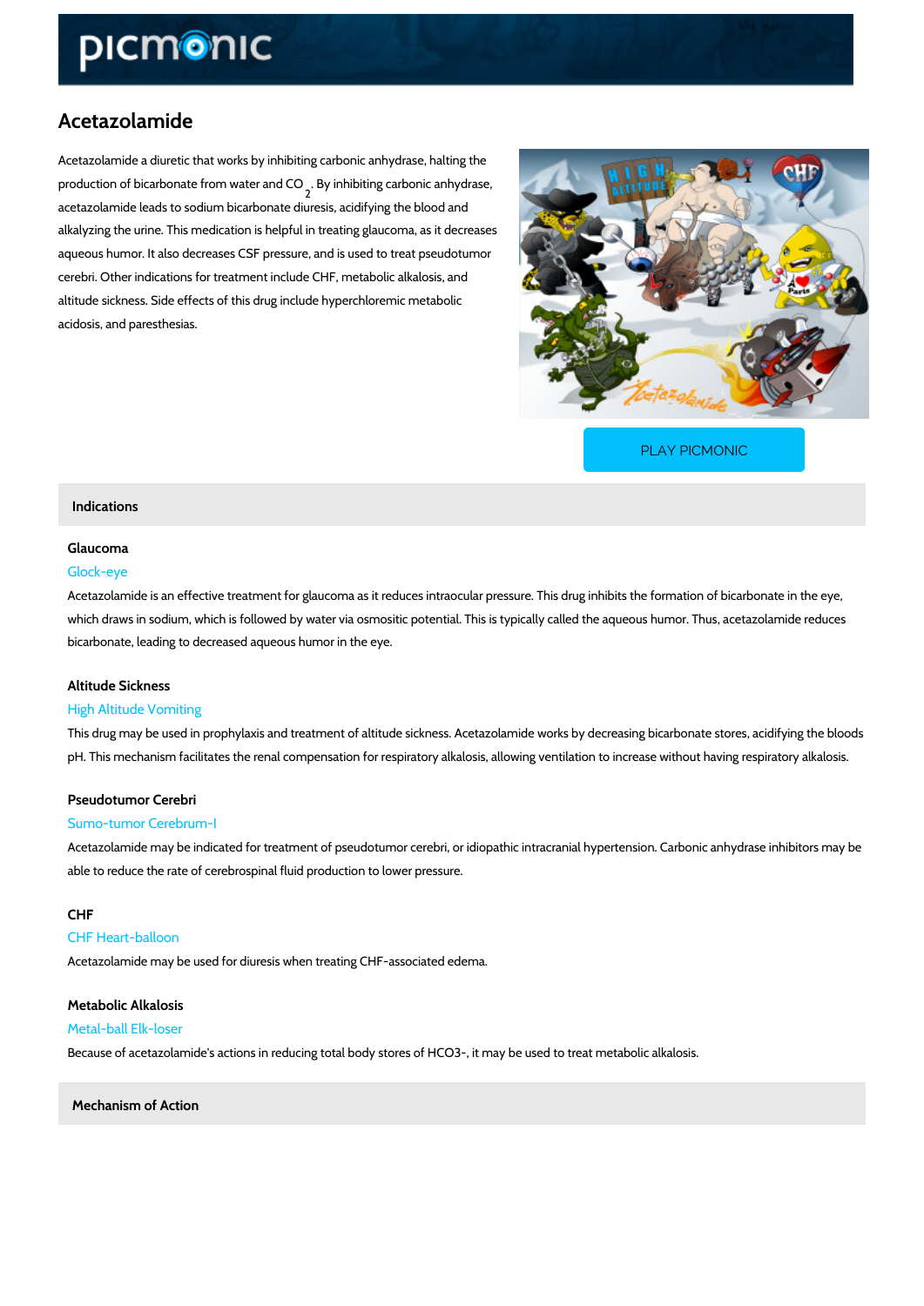# Acetazolamide

Acetazolamide a diuretic that works by inhibiting carbonic anhydrase, halting the production of bicarbonate from water and $CO_2$. By inhibiting carbonic anhydrase, acetazolamide leads to sodium bicarbonate diuresis, acidifying the blood and alkalyzing the urine. This medication is helpful in treating glaucoma, as it decreases aqueous humor. It also decreases CSF pressure, and is used to treat pseudotumor cerebri. Other indications for treatment include CHF, metabolic alkalosis, and altitude sickness. Side effects of this drug include hyperchloremic metabolic acidosis, and paresthesias.

PLAY PICMONIC

## Indications

### Glaucoma

Glock-eye

Acetazolamide is an effective treatment for glaucoma as it reduces intraocular pressure. This drug inhibits the formation of bicarbonate in the eye, which draws in sodium, which is followed by water via osmositic potential. This is typically called the aqueous humor. Thus, acetazolamide reduces bicarbonate, leading to decreased aqueous humor in the eye.

### Altitude Sickness

High Altitude Vomiting

This drug may be used in prophylaxis and treatment of altitude sickness. Acetazolamide works by decreasing bicarbonate stores, acidifying the bloods pH. This mechanism facilitates the renal compensation for respiratory alkalosis, allowing ventilation to increase without having respiratory alkalosis.

### Pseudotumor Cerebri

Sumo-tumor Cerebrum-I

Acetazolamide may be indicated for treatment of pseudotumor cerebri, or idiopathic intracranial hypertension. Carbonic anhydrase inhibitors may be able to reduce the rate of cerebrospinal fluid production to lower pressure.

### CHF

CHF Heart-balloon

Acetazolamide may be used for diuresis when treating CHF-associated edema.

### Metabolic Alkalosis

Metal-ball Elk-loser

Because of acetazolamide's actions in reducing total body stores of HCO3-, it may be used to treat metabolic alkalosis.

## Mechanism of Action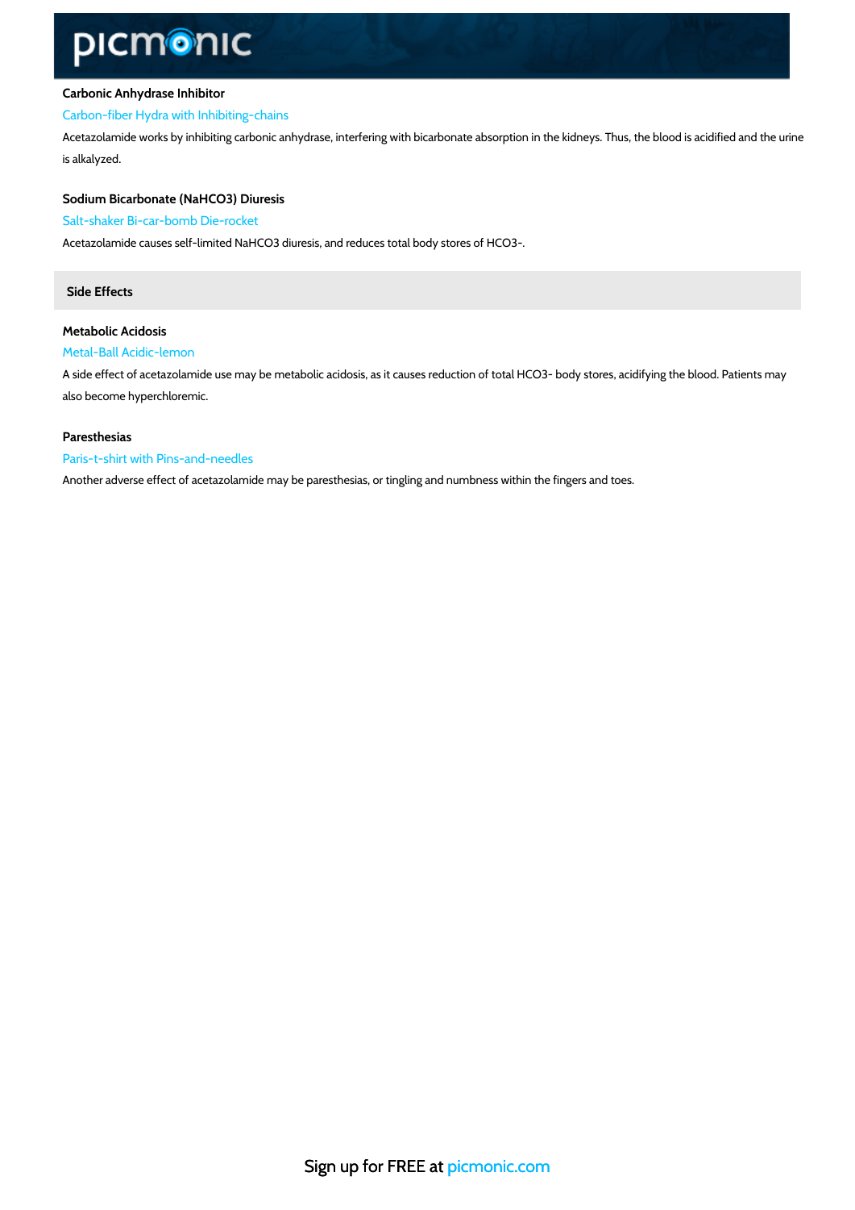### Carbonic Anhydrase Inhibitor

Carbon-fiber Hydra with Inhibiting-chains

Acetazolamide works by inhibiting carbonic anhydrase, interfering with bicarbonate absorption in the kidneys. Thus, the blood is acidified and the urine is alkalyzed.

### Sodium Bicarbonate ($NaHCO_3$) Diuresis

Salt-shaker Bi-car-bomb Die-rocket

Acetazolamide causes self-limited $NaHCO_3$ diuresis, and reduces total body stores of $HCO_3^-$.

## Side Effects

### Metabolic Acidosis

Metal-Ball Acidic-lemon

A side effect of acetazolamide use may be metabolic acidosis, as it causes reduction of total $HCO_3^-$ body stores, acidifying the blood. Patients may also become hyperchloremic.

### Paresthesias

Paris-t-shirt with Pins-and-needles

Another adverse effect of acetazolamide may be paresthesias, or tingling and numbness within the fingers and toes.